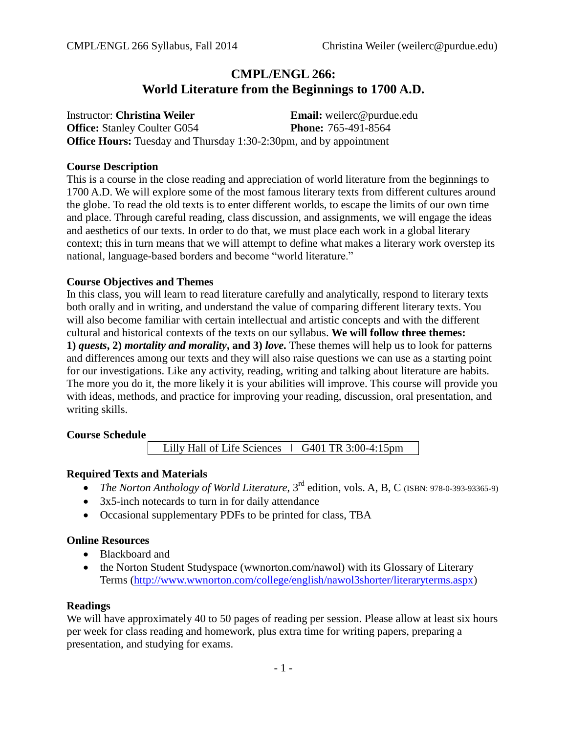# CMPL/ENGL 266: World Literature from the Beginnings to 1700 A.D.

Instructor: **Christina Weiler** **Email:** weilerc@purdue.edu
**Office:** Stanley Coulter G054 **Phone:** 765-491-8564
**Office Hours:** Tuesday and Thursday 1:30-2:30pm, and by appointment

## Course Description

This is a course in the close reading and appreciation of world literature from the beginnings to 1700 A.D. We will explore some of the most famous literary texts from different cultures around the globe. To read the old texts is to enter different worlds, to escape the limits of our own time and place. Through careful reading, class discussion, and assignments, we will engage the ideas and aesthetics of our texts. In order to do that, we must place each work in a global literary context; this in turn means that we will attempt to define what makes a literary work overstep its national, language-based borders and become "world literature."

## Course Objectives and Themes

In this class, you will learn to read literature carefully and analytically, respond to literary texts both orally and in writing, and understand the value of comparing different literary texts. You will also become familiar with certain intellectual and artistic concepts and with the different cultural and historical contexts of the texts on our syllabus. **We will follow three themes: 1) *quests*, 2) *mortality and morality*, and 3) *love*.** These themes will help us to look for patterns and differences among our texts and they will also raise questions we can use as a starting point for our investigations. Like any activity, reading, writing and talking about literature are habits. The more you do it, the more likely it is your abilities will improve. This course will provide you with ideas, methods, and practice for improving your reading, discussion, oral presentation, and writing skills.

## Course Schedule

| Lilly Hall of Life Sciences | G401 TR 3:00-4:15pm |
|---|---|

## Required Texts and Materials

- *The Norton Anthology of World Literature*, 3rd edition, vols. A, B, C (ISBN: 978-0-393-93365-9)
- 3x5-inch notecards to turn in for daily attendance
- Occasional supplementary PDFs to be printed for class, TBA

## Online Resources

- Blackboard and
- the Norton Student Studyspace (wwnorton.com/nawol) with its Glossary of Literary Terms (http://www.wwnorton.com/college/english/nawol3shorter/literaryterms.aspx)

## Readings

We will have approximately 40 to 50 pages of reading per session. Please allow at least six hours per week for class reading and homework, plus extra time for writing papers, preparing a presentation, and studying for exams.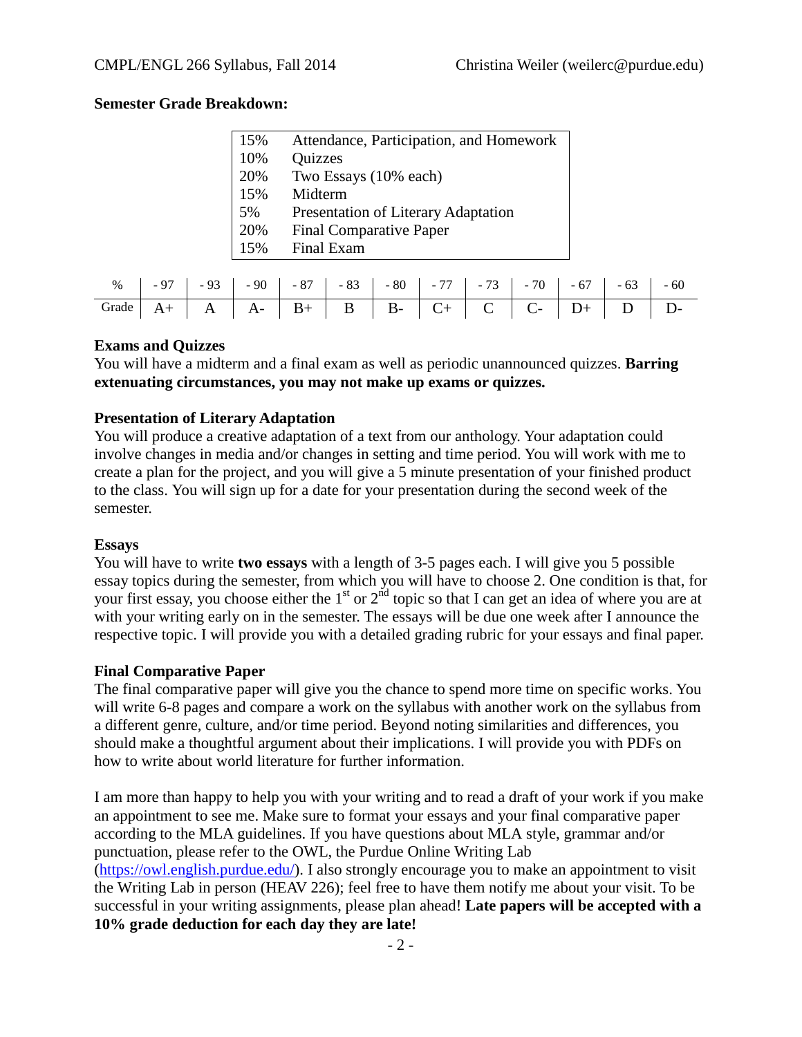**Semester Grade Breakdown:**

| | |
|---|---|
| 15% | Attendance, Participation, and Homework |
| 10% | Quizzes |
| 20% | Two Essays (10% each) |
| 15% | Midterm |
| 5% | Presentation of Literary Adaptation |
| 20% | Final Comparative Paper |
| 15% | Final Exam |

| % | - 97 | - 93 | - 90 | - 87 | - 83 | - 80 | - 77 | - 73 | - 70 | - 67 | - 63 | - 60 |
|---|---|---|---|---|---|---|---|---|---|---|---|---|
| Grade | A+ | A | A- | B+ | B | B- | C+ | C | C- | D+ | D | D- |

**Exams and Quizzes**

You will have a midterm and a final exam as well as periodic unannounced quizzes. **Barring extenuating circumstances, you may not make up exams or quizzes.**

**Presentation of Literary Adaptation**

You will produce a creative adaptation of a text from our anthology. Your adaptation could involve changes in media and/or changes in setting and time period. You will work with me to create a plan for the project, and you will give a 5 minute presentation of your finished product to the class. You will sign up for a date for your presentation during the second week of the semester.

**Essays**

You will have to write **two essays** with a length of 3-5 pages each. I will give you 5 possible essay topics during the semester, from which you will have to choose 2. One condition is that, for your first essay, you choose either the 1st or 2nd topic so that I can get an idea of where you are at with your writing early on in the semester. The essays will be due one week after I announce the respective topic. I will provide you with a detailed grading rubric for your essays and final paper.

**Final Comparative Paper**

The final comparative paper will give you the chance to spend more time on specific works. You will write 6-8 pages and compare a work on the syllabus with another work on the syllabus from a different genre, culture, and/or time period. Beyond noting similarities and differences, you should make a thoughtful argument about their implications. I will provide you with PDFs on how to write about world literature for further information.

I am more than happy to help you with your writing and to read a draft of your work if you make an appointment to see me. Make sure to format your essays and your final comparative paper according to the MLA guidelines. If you have questions about MLA style, grammar and/or punctuation, please refer to the OWL, the Purdue Online Writing Lab (https://owl.english.purdue.edu/). I also strongly encourage you to make an appointment to visit the Writing Lab in person (HEAV 226); feel free to have them notify me about your visit. To be successful in your writing assignments, please plan ahead! **Late papers will be accepted with a 10% grade deduction for each day they are late!**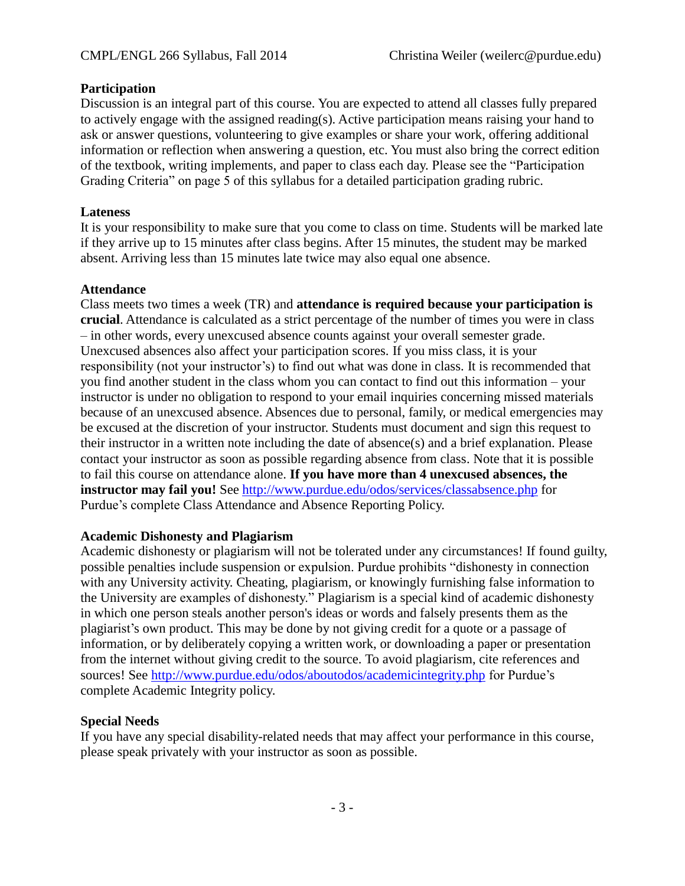**Participation**
Discussion is an integral part of this course. You are expected to attend all classes fully prepared to actively engage with the assigned reading(s). Active participation means raising your hand to ask or answer questions, volunteering to give examples or share your work, offering additional information or reflection when answering a question, etc. You must also bring the correct edition of the textbook, writing implements, and paper to class each day. Please see the "Participation Grading Criteria" on page 5 of this syllabus for a detailed participation grading rubric.

**Lateness**
It is your responsibility to make sure that you come to class on time. Students will be marked late if they arrive up to 15 minutes after class begins. After 15 minutes, the student may be marked absent. Arriving less than 15 minutes late twice may also equal one absence.

**Attendance**
Class meets two times a week (TR) and **attendance is required because your participation is crucial**. Attendance is calculated as a strict percentage of the number of times you were in class – in other words, every unexcused absence counts against your overall semester grade. Unexcused absences also affect your participation scores. If you miss class, it is your responsibility (not your instructor's) to find out what was done in class. It is recommended that you find another student in the class whom you can contact to find out this information – your instructor is under no obligation to respond to your email inquiries concerning missed materials because of an unexcused absence. Absences due to personal, family, or medical emergencies may be excused at the discretion of your instructor. Students must document and sign this request to their instructor in a written note including the date of absence(s) and a brief explanation. Please contact your instructor as soon as possible regarding absence from class. Note that it is possible to fail this course on attendance alone. **If you have more than 4 unexcused absences, the instructor may fail you!** See http://www.purdue.edu/odos/services/classabsence.php for Purdue's complete Class Attendance and Absence Reporting Policy.

**Academic Dishonesty and Plagiarism**
Academic dishonesty or plagiarism will not be tolerated under any circumstances! If found guilty, possible penalties include suspension or expulsion. Purdue prohibits "dishonesty in connection with any University activity. Cheating, plagiarism, or knowingly furnishing false information to the University are examples of dishonesty." Plagiarism is a special kind of academic dishonesty in which one person steals another person's ideas or words and falsely presents them as the plagiarist's own product. This may be done by not giving credit for a quote or a passage of information, or by deliberately copying a written work, or downloading a paper or presentation from the internet without giving credit to the source. To avoid plagiarism, cite references and sources! See http://www.purdue.edu/odos/aboutodos/academicintegrity.php for Purdue's complete Academic Integrity policy.

**Special Needs**
If you have any special disability-related needs that may affect your performance in this course, please speak privately with your instructor as soon as possible.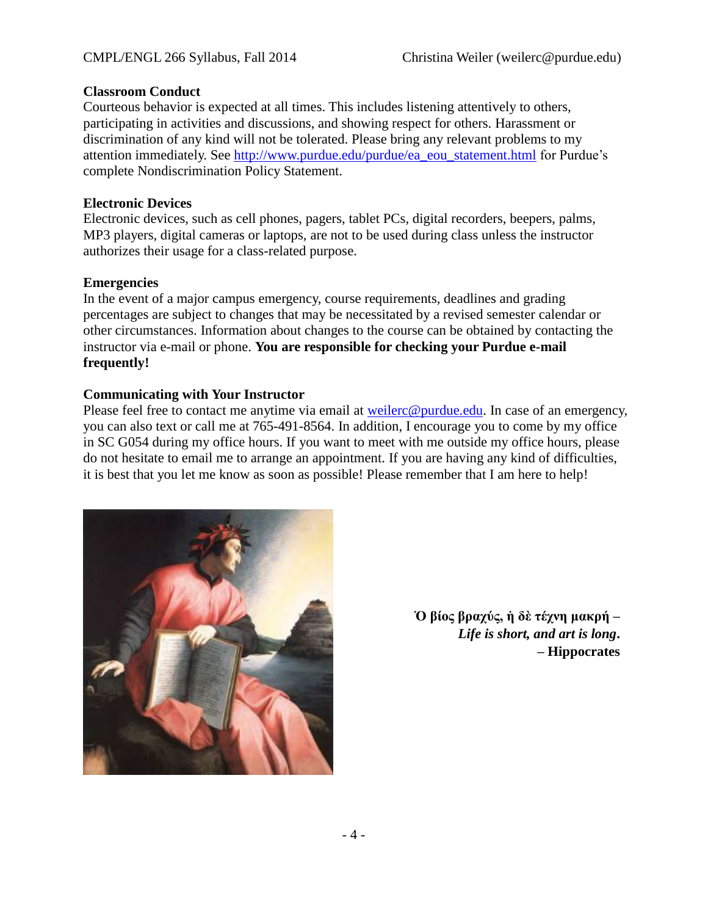**Classroom Conduct**
Courteous behavior is expected at all times. This includes listening attentively to others, participating in activities and discussions, and showing respect for others. Harassment or discrimination of any kind will not be tolerated. Please bring any relevant problems to my attention immediately. See http://www.purdue.edu/purdue/ea_eou_statement.html for Purdue's complete Nondiscrimination Policy Statement.

**Electronic Devices**
Electronic devices, such as cell phones, pagers, tablet PCs, digital recorders, beepers, palms, MP3 players, digital cameras or laptops, are not to be used during class unless the instructor authorizes their usage for a class-related purpose.

**Emergencies**
In the event of a major campus emergency, course requirements, deadlines and grading percentages are subject to changes that may be necessitated by a revised semester calendar or other circumstances. Information about changes to the course can be obtained by contacting the instructor via e-mail or phone. **You are responsible for checking your Purdue e-mail frequently!**

**Communicating with Your Instructor**
Please feel free to contact me anytime via email at weilerc@purdue.edu. In case of an emergency, you can also text or call me at 765-491-8564. In addition, I encourage you to come by my office in SC G054 during my office hours. If you want to meet with me outside my office hours, please do not hesitate to email me to arrange an appointment. If you are having any kind of difficulties, it is best that you let me know as soon as possible! Please remember that I am here to help!

**Ὁ βίος βραχύς, ἡ δὲ τέχνη μακρή –**
***Life is short, and art is long*.**
**– Hippocrates**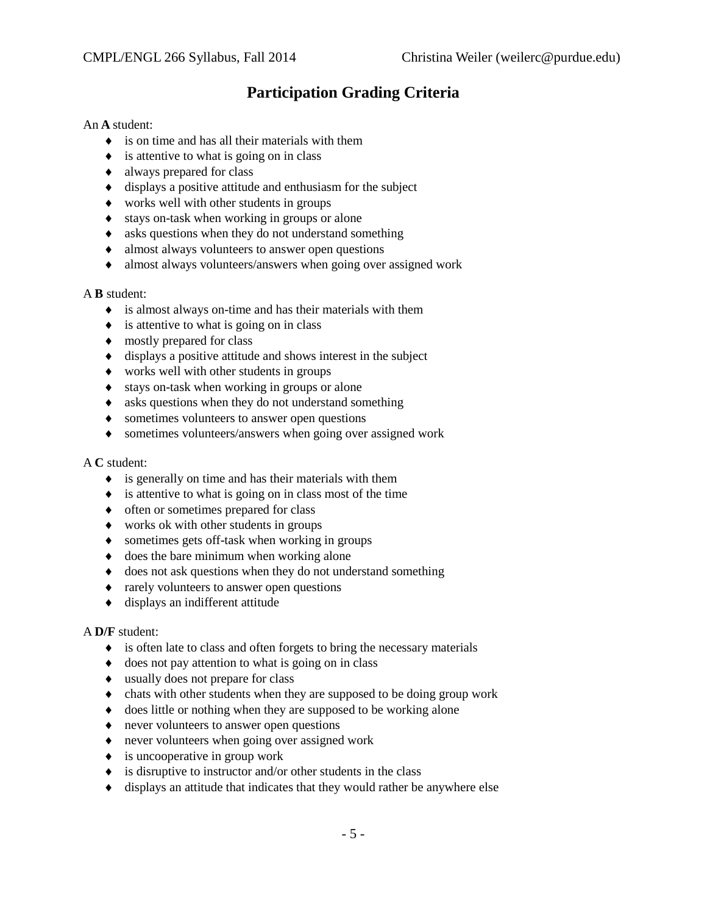# Participation Grading Criteria

An **A** student:

- is on time and has all their materials with them
- is attentive to what is going on in class
- always prepared for class
- displays a positive attitude and enthusiasm for the subject
- works well with other students in groups
- stays on-task when working in groups or alone
- asks questions when they do not understand something
- almost always volunteers to answer open questions
- almost always volunteers/answers when going over assigned work

A **B** student:

- is almost always on-time and has their materials with them
- is attentive to what is going on in class
- mostly prepared for class
- displays a positive attitude and shows interest in the subject
- works well with other students in groups
- stays on-task when working in groups or alone
- asks questions when they do not understand something
- sometimes volunteers to answer open questions
- sometimes volunteers/answers when going over assigned work

A **C** student:

- is generally on time and has their materials with them
- is attentive to what is going on in class most of the time
- often or sometimes prepared for class
- works ok with other students in groups
- sometimes gets off-task when working in groups
- does the bare minimum when working alone
- does not ask questions when they do not understand something
- rarely volunteers to answer open questions
- displays an indifferent attitude

A **D/F** student:

- is often late to class and often forgets to bring the necessary materials
- does not pay attention to what is going on in class
- usually does not prepare for class
- chats with other students when they are supposed to be doing group work
- does little or nothing when they are supposed to be working alone
- never volunteers to answer open questions
- never volunteers when going over assigned work
- is uncooperative in group work
- is disruptive to instructor and/or other students in the class
- displays an attitude that indicates that they would rather be anywhere else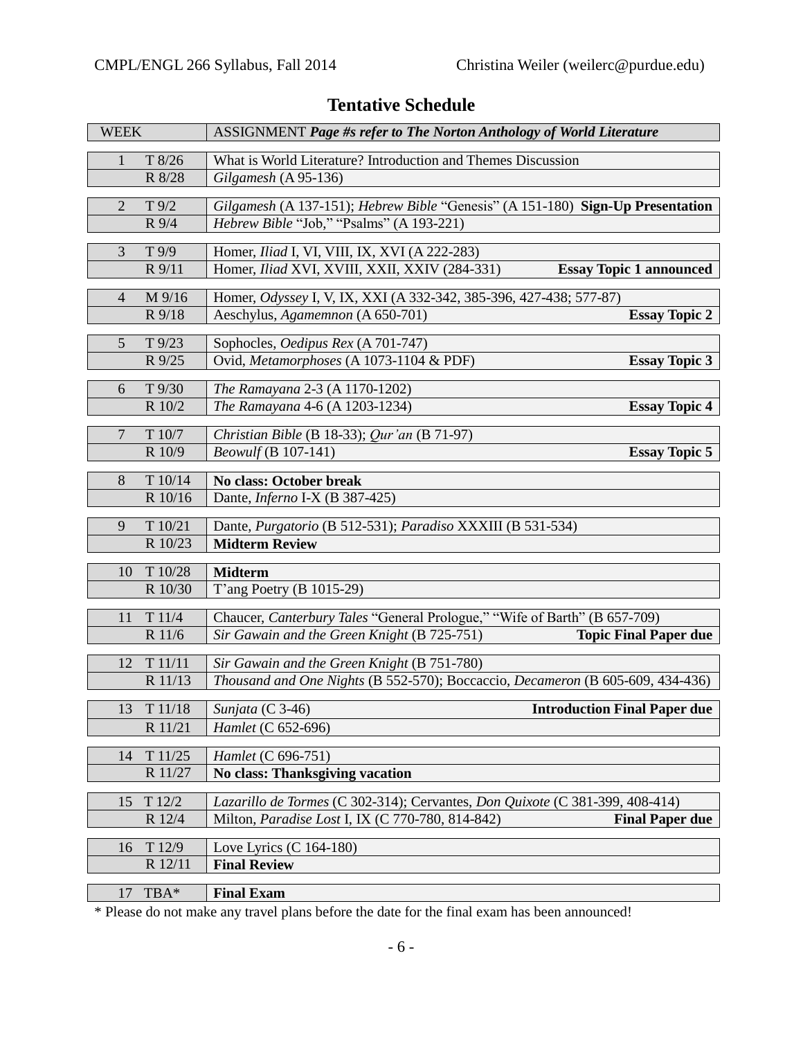## Tentative Schedule

| WEEK | | ASSIGNMENT *Page #s refer to The Norton Anthology of World Literature* |
|---|---|---|
| 1 | T 8/26 | What is World Literature? Introduction and Themes Discussion |
| | R 8/28 | *Gilgamesh* (A 95-136) |
| 2 | T 9/2 | *Gilgamesh* (A 137-151); *Hebrew Bible* "Genesis" (A 151-180) **Sign-Up Presentation** |
| | R 9/4 | *Hebrew Bible* "Job," "Psalms" (A 193-221) |
| 3 | T 9/9 | Homer, *Iliad* I, VI, VIII, IX, XVI (A 222-283) |
| | R 9/11 | Homer, *Iliad* XVI, XVIII, XXII, XXIV (284-331) **Essay Topic 1 announced** |
| 4 | M 9/16 | Homer, *Odyssey* I, V, IX, XXI (A 332-342, 385-396, 427-438; 577-87) |
| | R 9/18 | Aeschylus, *Agamemnon* (A 650-701) **Essay Topic 2** |
| 5 | T 9/23 | Sophocles, *Oedipus Rex* (A 701-747) |
| | R 9/25 | Ovid, *Metamorphoses* (A 1073-1104 & PDF) **Essay Topic 3** |
| 6 | T 9/30 | *The Ramayana* 2-3 (A 1170-1202) |
| | R 10/2 | *The Ramayana* 4-6 (A 1203-1234) **Essay Topic 4** |
| 7 | T 10/7 | *Christian Bible* (B 18-33); *Qur'an* (B 71-97) |
| | R 10/9 | *Beowulf* (B 107-141) **Essay Topic 5** |
| 8 | T 10/14 | **No class: October break** |
| | R 10/16 | Dante, *Inferno* I-X (B 387-425) |
| 9 | T 10/21 | Dante, *Purgatorio* (B 512-531); *Paradiso* XXXIII (B 531-534) |
| | R 10/23 | **Midterm Review** |
| 10 | T 10/28 | **Midterm** |
| | R 10/30 | T'ang Poetry (B 1015-29) |
| 11 | T 11/4 | Chaucer, *Canterbury Tales* "General Prologue," "Wife of Barth" (B 657-709) |
| | R 11/6 | *Sir Gawain and the Green Knight* (B 725-751) **Topic Final Paper due** |
| 12 | T 11/11 | *Sir Gawain and the Green Knight* (B 751-780) |
| | R 11/13 | *Thousand and One Nights* (B 552-570); Boccaccio, *Decameron* (B 605-609, 434-436) |
| 13 | T 11/18 | *Sunjata* (C 3-46) **Introduction Final Paper due** |
| | R 11/21 | *Hamlet* (C 652-696) |
| 14 | T 11/25 | *Hamlet* (C 696-751) |
| | R 11/27 | **No class: Thanksgiving vacation** |
| 15 | T 12/2 | *Lazarillo de Tormes* (C 302-314); Cervantes, *Don Quixote* (C 381-399, 408-414) |
| | R 12/4 | Milton, *Paradise Lost* I, IX (C 770-780, 814-842) **Final Paper due** |
| 16 | T 12/9 | Love Lyrics (C 164-180) |
| | R 12/11 | **Final Review** |
| 17 | TBA* | **Final Exam** |

* Please do not make any travel plans before the date for the final exam has been announced!